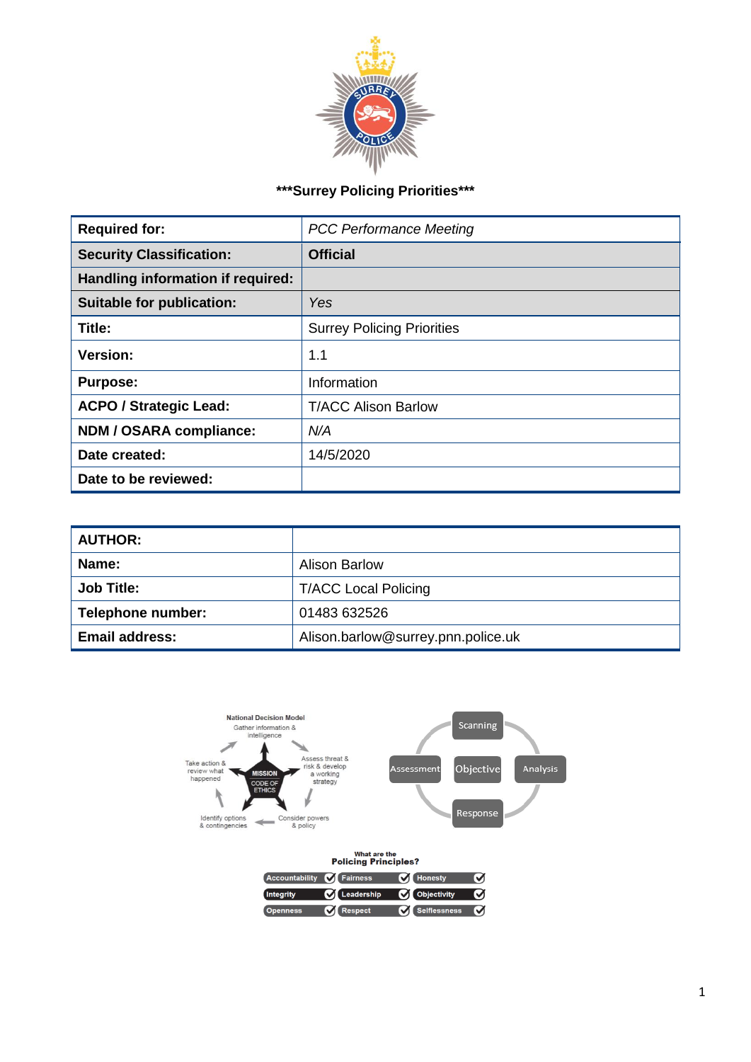***Surrey Policing Priorities***

| Required for: | PCC Performance Meeting |
|---|---|
| Security Classification: | Official |
| Handling information if required: | |
| Suitable for publication: | Yes |
| Title: | Surrey Policing Priorities |
| Version: | 1.1 |
| Purpose: | Information |
| ACPO / Strategic Lead: | T/ACC Alison Barlow |
| NDM / OSARA compliance: | N/A |
| Date created: | 14/5/2020 |
| Date to be reviewed: | |

| AUTHOR: | |
|---|---|
| Name: | Alison Barlow |
| Job Title: | T/ACC Local Policing |
| Telephone number: | 01483 632526 |
| Email address: | Alison.barlow@surrey.pnn.police.uk |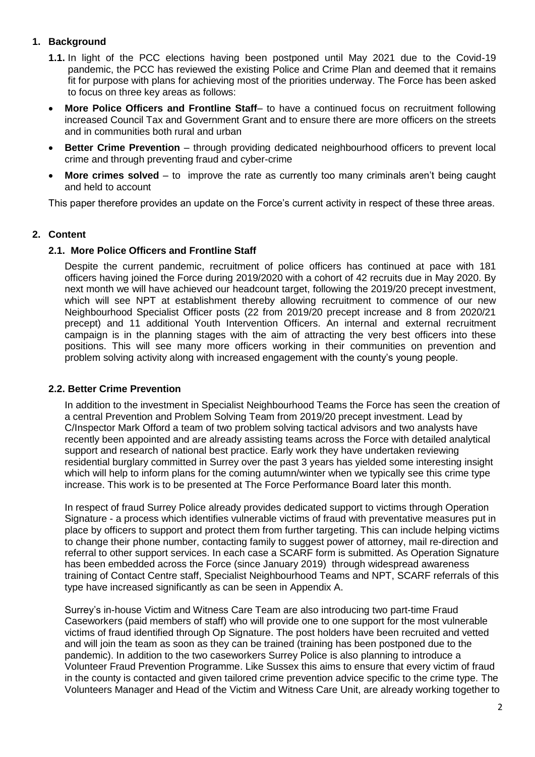## 1. Background

**1.1.** In light of the PCC elections having been postponed until May 2021 due to the Covid-19 pandemic, the PCC has reviewed the existing Police and Crime Plan and deemed that it remains fit for purpose with plans for achieving most of the priorities underway. The Force has been asked to focus on three key areas as follows:

- **More Police Officers and Frontline Staff**– to have a continued focus on recruitment following increased Council Tax and Government Grant and to ensure there are more officers on the streets and in communities both rural and urban
- **Better Crime Prevention** – through providing dedicated neighbourhood officers to prevent local crime and through preventing fraud and cyber-crime
- **More crimes solved** – to improve the rate as currently too many criminals aren't being caught and held to account

This paper therefore provides an update on the Force's current activity in respect of these three areas.

## 2. Content

### 2.1. More Police Officers and Frontline Staff

Despite the current pandemic, recruitment of police officers has continued at pace with 181 officers having joined the Force during 2019/2020 with a cohort of 42 recruits due in May 2020. By next month we will have achieved our headcount target, following the 2019/20 precept investment, which will see NPT at establishment thereby allowing recruitment to commence of our new Neighbourhood Specialist Officer posts (22 from 2019/20 precept increase and 8 from 2020/21 precept) and 11 additional Youth Intervention Officers. An internal and external recruitment campaign is in the planning stages with the aim of attracting the very best officers into these positions. This will see many more officers working in their communities on prevention and problem solving activity along with increased engagement with the county's young people.

### 2.2. Better Crime Prevention

In addition to the investment in Specialist Neighbourhood Teams the Force has seen the creation of a central Prevention and Problem Solving Team from 2019/20 precept investment. Lead by C/Inspector Mark Offord a team of two problem solving tactical advisors and two analysts have recently been appointed and are already assisting teams across the Force with detailed analytical support and research of national best practice. Early work they have undertaken reviewing residential burglary committed in Surrey over the past 3 years has yielded some interesting insight which will help to inform plans for the coming autumn/winter when we typically see this crime type increase. This work is to be presented at The Force Performance Board later this month.

In respect of fraud Surrey Police already provides dedicated support to victims through Operation Signature - a process which identifies vulnerable victims of fraud with preventative measures put in place by officers to support and protect them from further targeting. This can include helping victims to change their phone number, contacting family to suggest power of attorney, mail re-direction and referral to other support services. In each case a SCARF form is submitted. As Operation Signature has been embedded across the Force (since January 2019) through widespread awareness training of Contact Centre staff, Specialist Neighbourhood Teams and NPT, SCARF referrals of this type have increased significantly as can be seen in Appendix A.

Surrey's in-house Victim and Witness Care Team are also introducing two part-time Fraud Caseworkers (paid members of staff) who will provide one to one support for the most vulnerable victims of fraud identified through Op Signature. The post holders have been recruited and vetted and will join the team as soon as they can be trained (training has been postponed due to the pandemic). In addition to the two caseworkers Surrey Police is also planning to introduce a Volunteer Fraud Prevention Programme. Like Sussex this aims to ensure that every victim of fraud in the county is contacted and given tailored crime prevention advice specific to the crime type. The Volunteers Manager and Head of the Victim and Witness Care Unit, are already working together to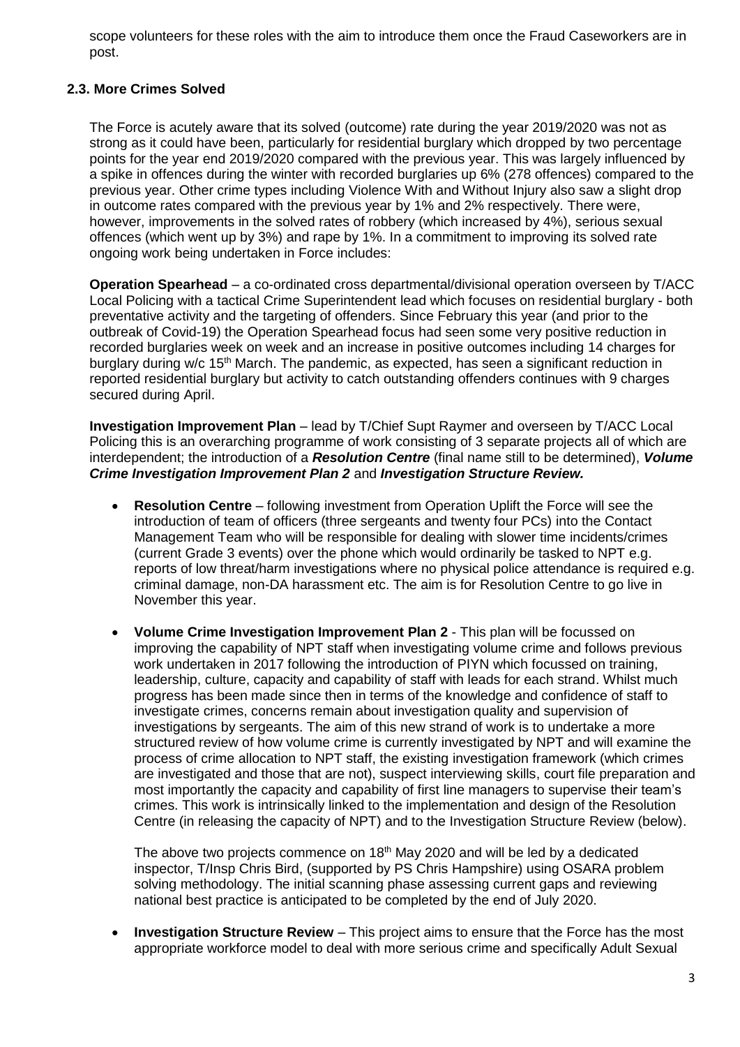scope volunteers for these roles with the aim to introduce them once the Fraud Caseworkers are in post.

### 2.3. More Crimes Solved

The Force is acutely aware that its solved (outcome) rate during the year 2019/2020 was not as strong as it could have been, particularly for residential burglary which dropped by two percentage points for the year end 2019/2020 compared with the previous year. This was largely influenced by a spike in offences during the winter with recorded burglaries up 6% (278 offences) compared to the previous year. Other crime types including Violence With and Without Injury also saw a slight drop in outcome rates compared with the previous year by 1% and 2% respectively. There were, however, improvements in the solved rates of robbery (which increased by 4%), serious sexual offences (which went up by 3%) and rape by 1%. In a commitment to improving its solved rate ongoing work being undertaken in Force includes:

**Operation Spearhead** – a co-ordinated cross departmental/divisional operation overseen by T/ACC Local Policing with a tactical Crime Superintendent lead which focuses on residential burglary - both preventative activity and the targeting of offenders. Since February this year (and prior to the outbreak of Covid-19) the Operation Spearhead focus had seen some very positive reduction in recorded burglaries week on week and an increase in positive outcomes including 14 charges for burglary during w/c 15th March. The pandemic, as expected, has seen a significant reduction in reported residential burglary but activity to catch outstanding offenders continues with 9 charges secured during April.

**Investigation Improvement Plan** – lead by T/Chief Supt Raymer and overseen by T/ACC Local Policing this is an overarching programme of work consisting of 3 separate projects all of which are interdependent; the introduction of a ***Resolution Centre*** (final name still to be determined), ***Volume Crime Investigation Improvement Plan 2*** and ***Investigation Structure Review.***

- **Resolution Centre** – following investment from Operation Uplift the Force will see the introduction of team of officers (three sergeants and twenty four PCs) into the Contact Management Team who will be responsible for dealing with slower time incidents/crimes (current Grade 3 events) over the phone which would ordinarily be tasked to NPT e.g. reports of low threat/harm investigations where no physical police attendance is required e.g. criminal damage, non-DA harassment etc. The aim is for Resolution Centre to go live in November this year.

- **Volume Crime Investigation Improvement Plan 2** - This plan will be focussed on improving the capability of NPT staff when investigating volume crime and follows previous work undertaken in 2017 following the introduction of PIYN which focussed on training, leadership, culture, capacity and capability of staff with leads for each strand. Whilst much progress has been made since then in terms of the knowledge and confidence of staff to investigate crimes, concerns remain about investigation quality and supervision of investigations by sergeants. The aim of this new strand of work is to undertake a more structured review of how volume crime is currently investigated by NPT and will examine the process of crime allocation to NPT staff, the existing investigation framework (which crimes are investigated and those that are not), suspect interviewing skills, court file preparation and most importantly the capacity and capability of first line managers to supervise their team's crimes. This work is intrinsically linked to the implementation and design of the Resolution Centre (in releasing the capacity of NPT) and to the Investigation Structure Review (below).

  The above two projects commence on 18th May 2020 and will be led by a dedicated inspector, T/Insp Chris Bird, (supported by PS Chris Hampshire) using OSARA problem solving methodology. The initial scanning phase assessing current gaps and reviewing national best practice is anticipated to be completed by the end of July 2020.

- **Investigation Structure Review** – This project aims to ensure that the Force has the most appropriate workforce model to deal with more serious crime and specifically Adult Sexual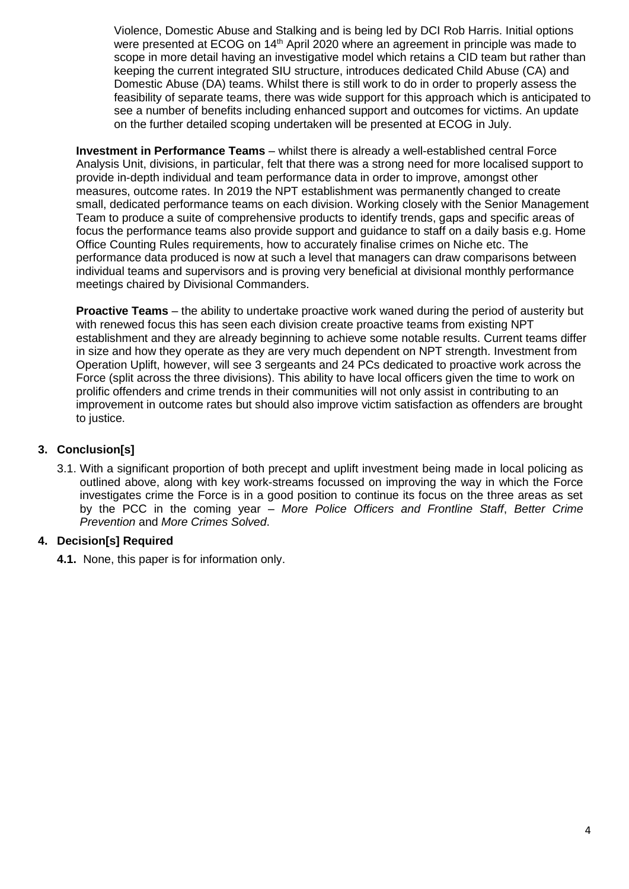Violence, Domestic Abuse and Stalking and is being led by DCI Rob Harris. Initial options were presented at ECOG on 14th April 2020 where an agreement in principle was made to scope in more detail having an investigative model which retains a CID team but rather than keeping the current integrated SIU structure, introduces dedicated Child Abuse (CA) and Domestic Abuse (DA) teams. Whilst there is still work to do in order to properly assess the feasibility of separate teams, there was wide support for this approach which is anticipated to see a number of benefits including enhanced support and outcomes for victims. An update on the further detailed scoping undertaken will be presented at ECOG in July.

**Investment in Performance Teams** – whilst there is already a well-established central Force Analysis Unit, divisions, in particular, felt that there was a strong need for more localised support to provide in-depth individual and team performance data in order to improve, amongst other measures, outcome rates. In 2019 the NPT establishment was permanently changed to create small, dedicated performance teams on each division. Working closely with the Senior Management Team to produce a suite of comprehensive products to identify trends, gaps and specific areas of focus the performance teams also provide support and guidance to staff on a daily basis e.g. Home Office Counting Rules requirements, how to accurately finalise crimes on Niche etc. The performance data produced is now at such a level that managers can draw comparisons between individual teams and supervisors and is proving very beneficial at divisional monthly performance meetings chaired by Divisional Commanders.

**Proactive Teams** – the ability to undertake proactive work waned during the period of austerity but with renewed focus this has seen each division create proactive teams from existing NPT establishment and they are already beginning to achieve some notable results. Current teams differ in size and how they operate as they are very much dependent on NPT strength. Investment from Operation Uplift, however, will see 3 sergeants and 24 PCs dedicated to proactive work across the Force (split across the three divisions). This ability to have local officers given the time to work on prolific offenders and crime trends in their communities will not only assist in contributing to an improvement in outcome rates but should also improve victim satisfaction as offenders are brought to justice.

## 3. Conclusion[s]

3.1. With a significant proportion of both precept and uplift investment being made in local policing as outlined above, along with key work-streams focussed on improving the way in which the Force investigates crime the Force is in a good position to continue its focus on the three areas as set by the PCC in the coming year – *More Police Officers and Frontline Staff*, *Better Crime Prevention* and *More Crimes Solved*.

## 4. Decision[s] Required

**4.1.** None, this paper is for information only.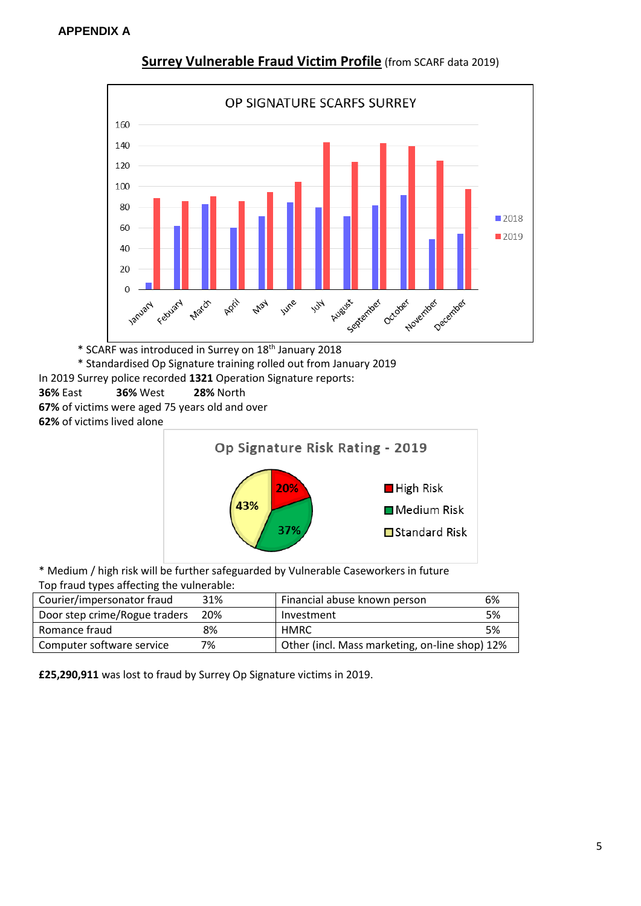**APPENDIX A**

## Surrey Vulnerable Fraud Victim Profile (from SCARF data 2019)

OP SIGNATURE SCARFS SURREY

160
140
120
100
80
60
40
20
0

January
Febuary
March
April
May
June
July
August
September
October
November
December

2018
2019

\* SCARF was introduced in Surrey on 18th January 2018

\* Standardised Op Signature training rolled out from January 2019

In 2019 Surrey police recorded **1321** Operation Signature reports:

**36%** East **36%** West **28%** North

**67%** of victims were aged 75 years old and over

**62%** of victims lived alone

Op Signature Risk Rating - 2019

20%
37%
43%

High Risk
Medium Risk
Standard Risk

\* Medium / high risk will be further safeguarded by Vulnerable Caseworkers in future

Top fraud types affecting the vulnerable:

| | | | |
|---|---|---|---|
| Courier/impersonator fraud | 31% | Financial abuse known person | 6% |
| Door step crime/Rogue traders | 20% | Investment | 5% |
| Romance fraud | 8% | HMRC | 5% |
| Computer software service | 7% | Other (incl. Mass marketing, on-line shop) | 12% |

**£25,290,911** was lost to fraud by Surrey Op Signature victims in 2019.